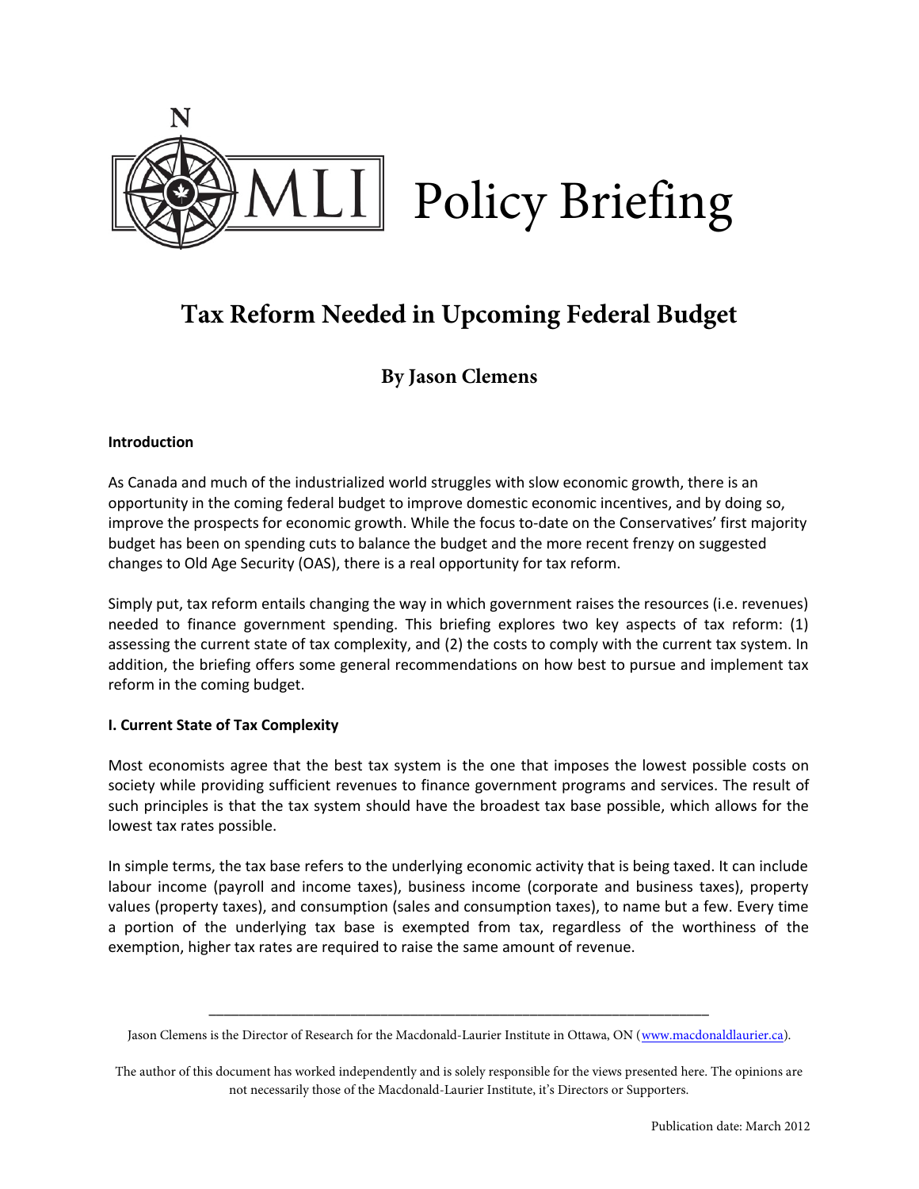MLI Policy Briefing

# Tax Reform Needed in Upcoming Federal Budget

## By Jason Clemens

**Introduction**

As Canada and much of the industrialized world struggles with slow economic growth, there is an opportunity in the coming federal budget to improve domestic economic incentives, and by doing so, improve the prospects for economic growth. While the focus to-date on the Conservatives' first majority budget has been on spending cuts to balance the budget and the more recent frenzy on suggested changes to Old Age Security (OAS), there is a real opportunity for tax reform.

Simply put, tax reform entails changing the way in which government raises the resources (i.e. revenues) needed to finance government spending. This briefing explores two key aspects of tax reform: (1) assessing the current state of tax complexity, and (2) the costs to comply with the current tax system. In addition, the briefing offers some general recommendations on how best to pursue and implement tax reform in the coming budget.

**I. Current State of Tax Complexity**

Most economists agree that the best tax system is the one that imposes the lowest possible costs on society while providing sufficient revenues to finance government programs and services. The result of such principles is that the tax system should have the broadest tax base possible, which allows for the lowest tax rates possible.

In simple terms, the tax base refers to the underlying economic activity that is being taxed. It can include labour income (payroll and income taxes), business income (corporate and business taxes), property values (property taxes), and consumption (sales and consumption taxes), to name but a few. Every time a portion of the underlying tax base is exempted from tax, regardless of the worthiness of the exemption, higher tax rates are required to raise the same amount of revenue.

---

Jason Clemens is the Director of Research for the Macdonald-Laurier Institute in Ottawa, ON (www.macdonaldlaurier.ca).

The author of this document has worked independently and is solely responsible for the views presented here. The opinions are not necessarily those of the Macdonald-Laurier Institute, it's Directors or Supporters.

Publication date: March 2012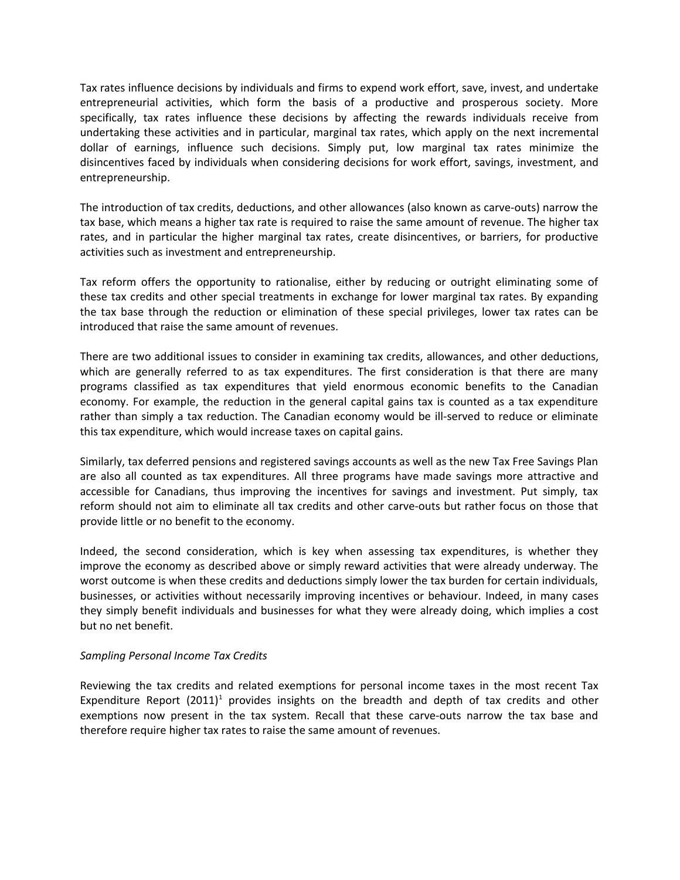Tax rates influence decisions by individuals and firms to expend work effort, save, invest, and undertake entrepreneurial activities, which form the basis of a productive and prosperous society. More specifically, tax rates influence these decisions by affecting the rewards individuals receive from undertaking these activities and in particular, marginal tax rates, which apply on the next incremental dollar of earnings, influence such decisions. Simply put, low marginal tax rates minimize the disincentives faced by individuals when considering decisions for work effort, savings, investment, and entrepreneurship.

The introduction of tax credits, deductions, and other allowances (also known as carve-outs) narrow the tax base, which means a higher tax rate is required to raise the same amount of revenue. The higher tax rates, and in particular the higher marginal tax rates, create disincentives, or barriers, for productive activities such as investment and entrepreneurship.

Tax reform offers the opportunity to rationalise, either by reducing or outright eliminating some of these tax credits and other special treatments in exchange for lower marginal tax rates. By expanding the tax base through the reduction or elimination of these special privileges, lower tax rates can be introduced that raise the same amount of revenues.

There are two additional issues to consider in examining tax credits, allowances, and other deductions, which are generally referred to as tax expenditures. The first consideration is that there are many programs classified as tax expenditures that yield enormous economic benefits to the Canadian economy. For example, the reduction in the general capital gains tax is counted as a tax expenditure rather than simply a tax reduction. The Canadian economy would be ill-served to reduce or eliminate this tax expenditure, which would increase taxes on capital gains.

Similarly, tax deferred pensions and registered savings accounts as well as the new Tax Free Savings Plan are also all counted as tax expenditures. All three programs have made savings more attractive and accessible for Canadians, thus improving the incentives for savings and investment. Put simply, tax reform should not aim to eliminate all tax credits and other carve-outs but rather focus on those that provide little or no benefit to the economy.

Indeed, the second consideration, which is key when assessing tax expenditures, is whether they improve the economy as described above or simply reward activities that were already underway. The worst outcome is when these credits and deductions simply lower the tax burden for certain individuals, businesses, or activities without necessarily improving incentives or behaviour. Indeed, in many cases they simply benefit individuals and businesses for what they were already doing, which implies a cost but no net benefit.

*Sampling Personal Income Tax Credits*

Reviewing the tax credits and related exemptions for personal income taxes in the most recent Tax Expenditure Report (2011)[1] provides insights on the breadth and depth of tax credits and other exemptions now present in the tax system. Recall that these carve-outs narrow the tax base and therefore require higher tax rates to raise the same amount of revenues.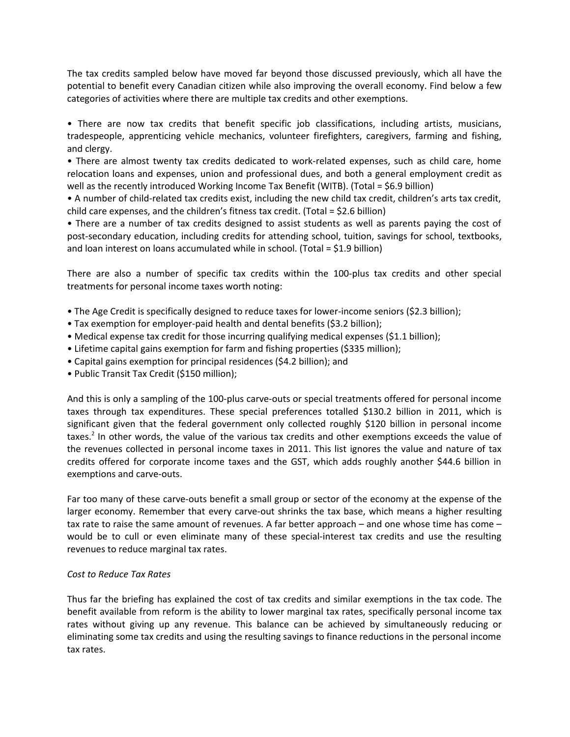The tax credits sampled below have moved far beyond those discussed previously, which all have the potential to benefit every Canadian citizen while also improving the overall economy. Find below a few categories of activities where there are multiple tax credits and other exemptions.

- There are now tax credits that benefit specific job classifications, including artists, musicians, tradespeople, apprenticing vehicle mechanics, volunteer firefighters, caregivers, farming and fishing, and clergy.
- There are almost twenty tax credits dedicated to work-related expenses, such as child care, home relocation loans and expenses, union and professional dues, and both a general employment credit as well as the recently introduced Working Income Tax Benefit (WITB). (Total = $6.9 billion)
- A number of child-related tax credits exist, including the new child tax credit, children's arts tax credit, child care expenses, and the children's fitness tax credit. (Total = $2.6 billion)
- There are a number of tax credits designed to assist students as well as parents paying the cost of post-secondary education, including credits for attending school, tuition, savings for school, textbooks, and loan interest on loans accumulated while in school. (Total = $1.9 billion)

There are also a number of specific tax credits within the 100-plus tax credits and other special treatments for personal income taxes worth noting:

- The Age Credit is specifically designed to reduce taxes for lower-income seniors ($2.3 billion);
- Tax exemption for employer-paid health and dental benefits ($3.2 billion);
- Medical expense tax credit for those incurring qualifying medical expenses ($1.1 billion);
- Lifetime capital gains exemption for farm and fishing properties ($335 million);
- Capital gains exemption for principal residences ($4.2 billion); and
- Public Transit Tax Credit ($150 million);

And this is only a sampling of the 100-plus carve-outs or special treatments offered for personal income taxes through tax expenditures. These special preferences totalled $130.2 billion in 2011, which is significant given that the federal government only collected roughly $120 billion in personal income taxes.[2] In other words, the value of the various tax credits and other exemptions exceeds the value of the revenues collected in personal income taxes in 2011. This list ignores the value and nature of tax credits offered for corporate income taxes and the GST, which adds roughly another $44.6 billion in exemptions and carve-outs.

Far too many of these carve-outs benefit a small group or sector of the economy at the expense of the larger economy. Remember that every carve-out shrinks the tax base, which means a higher resulting tax rate to raise the same amount of revenues. A far better approach – and one whose time has come – would be to cull or even eliminate many of these special-interest tax credits and use the resulting revenues to reduce marginal tax rates.

*Cost to Reduce Tax Rates*

Thus far the briefing has explained the cost of tax credits and similar exemptions in the tax code. The benefit available from reform is the ability to lower marginal tax rates, specifically personal income tax rates without giving up any revenue. This balance can be achieved by simultaneously reducing or eliminating some tax credits and using the resulting savings to finance reductions in the personal income tax rates.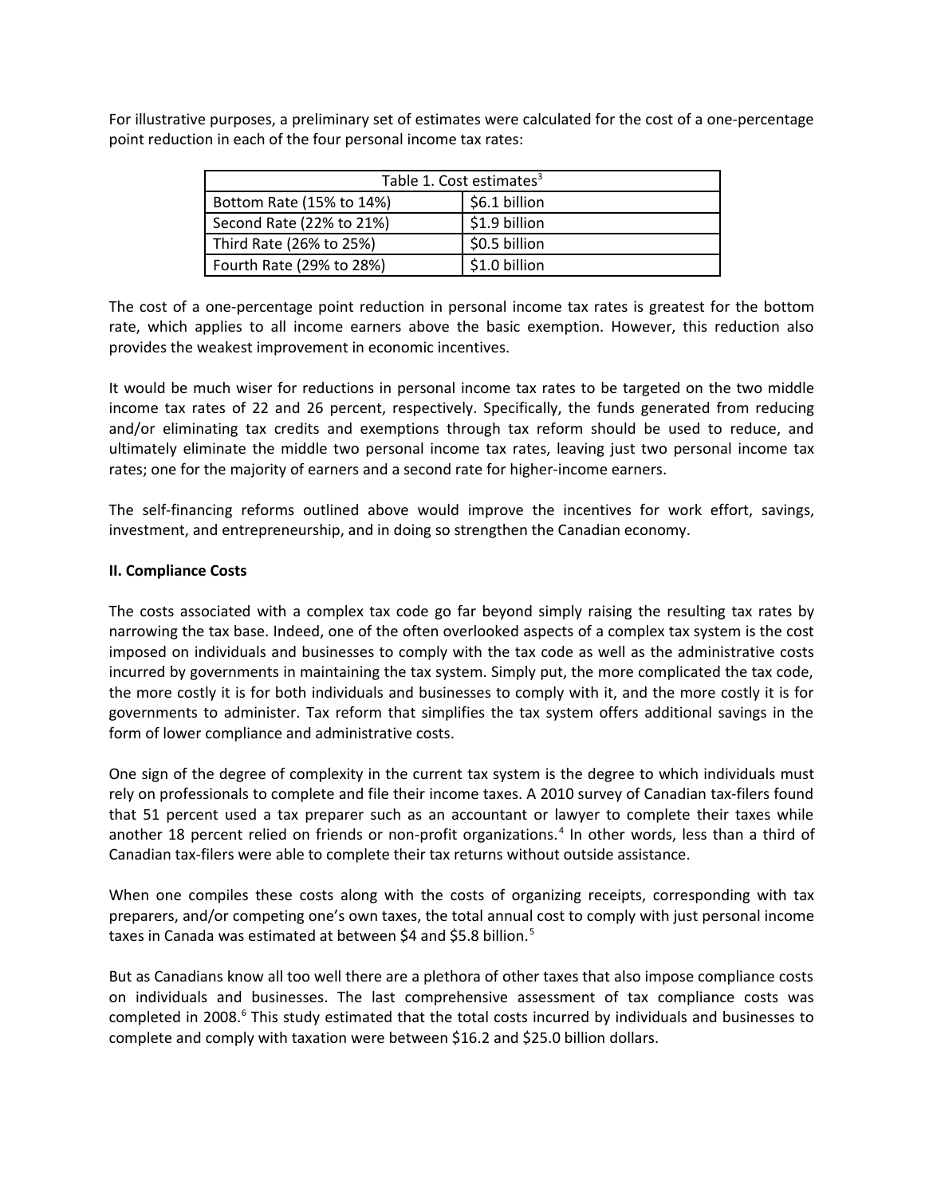For illustrative purposes, a preliminary set of estimates were calculated for the cost of a one-percentage point reduction in each of the four personal income tax rates:

| Table 1. Cost estimates[3] | |
|---|---|
| Bottom Rate (15% to 14%) | $6.1 billion |
| Second Rate (22% to 21%) | $1.9 billion |
| Third Rate (26% to 25%) | $0.5 billion |
| Fourth Rate (29% to 28%) | $1.0 billion |

The cost of a one-percentage point reduction in personal income tax rates is greatest for the bottom rate, which applies to all income earners above the basic exemption. However, this reduction also provides the weakest improvement in economic incentives.

It would be much wiser for reductions in personal income tax rates to be targeted on the two middle income tax rates of 22 and 26 percent, respectively. Specifically, the funds generated from reducing and/or eliminating tax credits and exemptions through tax reform should be used to reduce, and ultimately eliminate the middle two personal income tax rates, leaving just two personal income tax rates; one for the majority of earners and a second rate for higher-income earners.

The self-financing reforms outlined above would improve the incentives for work effort, savings, investment, and entrepreneurship, and in doing so strengthen the Canadian economy.

**II. Compliance Costs**

The costs associated with a complex tax code go far beyond simply raising the resulting tax rates by narrowing the tax base. Indeed, one of the often overlooked aspects of a complex tax system is the cost imposed on individuals and businesses to comply with the tax code as well as the administrative costs incurred by governments in maintaining the tax system. Simply put, the more complicated the tax code, the more costly it is for both individuals and businesses to comply with it, and the more costly it is for governments to administer. Tax reform that simplifies the tax system offers additional savings in the form of lower compliance and administrative costs.

One sign of the degree of complexity in the current tax system is the degree to which individuals must rely on professionals to complete and file their income taxes. A 2010 survey of Canadian tax-filers found that 51 percent used a tax preparer such as an accountant or lawyer to complete their taxes while another 18 percent relied on friends or non-profit organizations.[4] In other words, less than a third of Canadian tax-filers were able to complete their tax returns without outside assistance.

When one compiles these costs along with the costs of organizing receipts, corresponding with tax preparers, and/or competing one's own taxes, the total annual cost to comply with just personal income taxes in Canada was estimated at between $4 and $5.8 billion.[5]

But as Canadians know all too well there are a plethora of other taxes that also impose compliance costs on individuals and businesses. The last comprehensive assessment of tax compliance costs was completed in 2008.[6] This study estimated that the total costs incurred by individuals and businesses to complete and comply with taxation were between $16.2 and $25.0 billion dollars.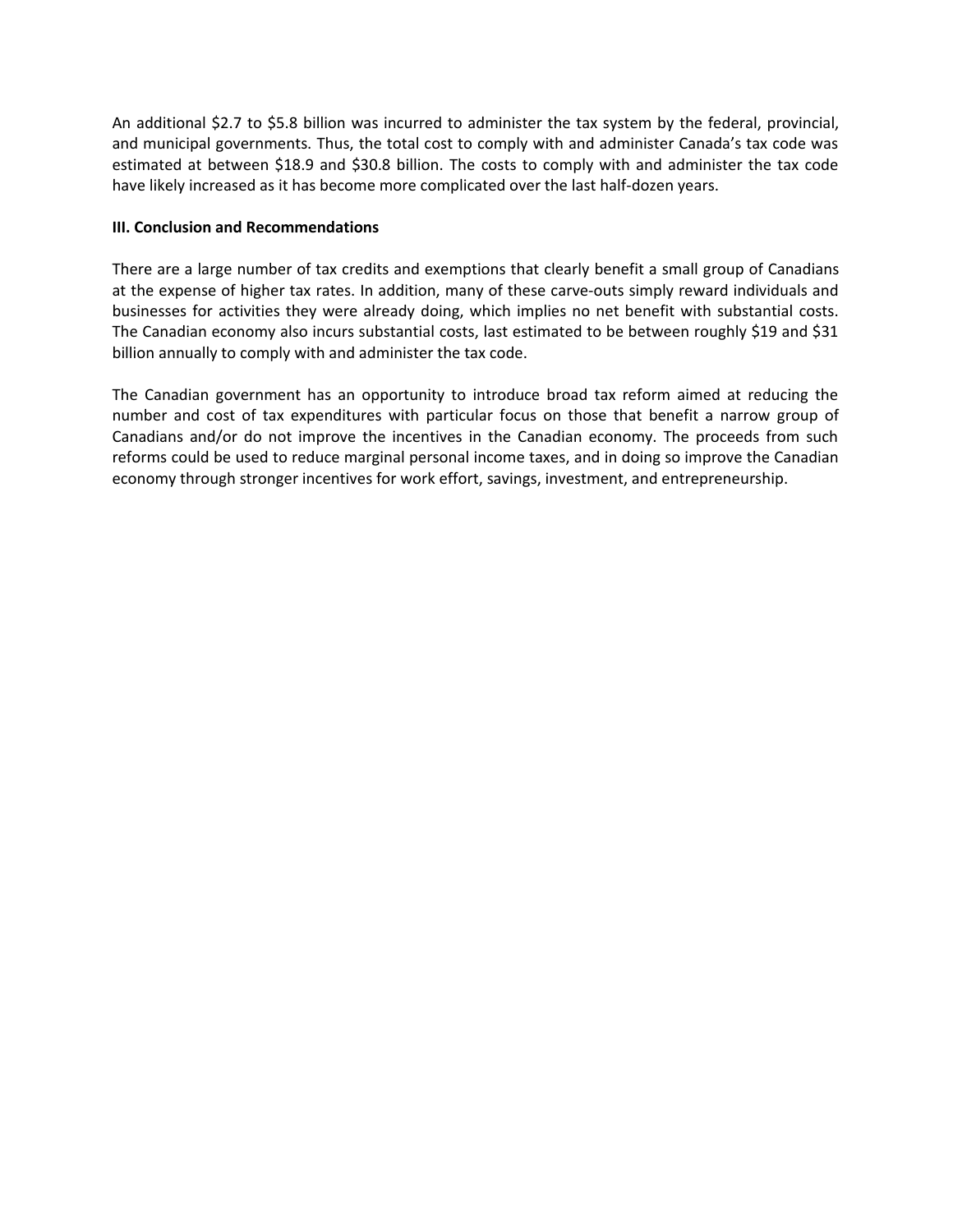An additional $2.7 to $5.8 billion was incurred to administer the tax system by the federal, provincial, and municipal governments. Thus, the total cost to comply with and administer Canada's tax code was estimated at between $18.9 and $30.8 billion. The costs to comply with and administer the tax code have likely increased as it has become more complicated over the last half-dozen years.

## III. Conclusion and Recommendations

There are a large number of tax credits and exemptions that clearly benefit a small group of Canadians at the expense of higher tax rates. In addition, many of these carve-outs simply reward individuals and businesses for activities they were already doing, which implies no net benefit with substantial costs. The Canadian economy also incurs substantial costs, last estimated to be between roughly $19 and $31 billion annually to comply with and administer the tax code.

The Canadian government has an opportunity to introduce broad tax reform aimed at reducing the number and cost of tax expenditures with particular focus on those that benefit a narrow group of Canadians and/or do not improve the incentives in the Canadian economy. The proceeds from such reforms could be used to reduce marginal personal income taxes, and in doing so improve the Canadian economy through stronger incentives for work effort, savings, investment, and entrepreneurship.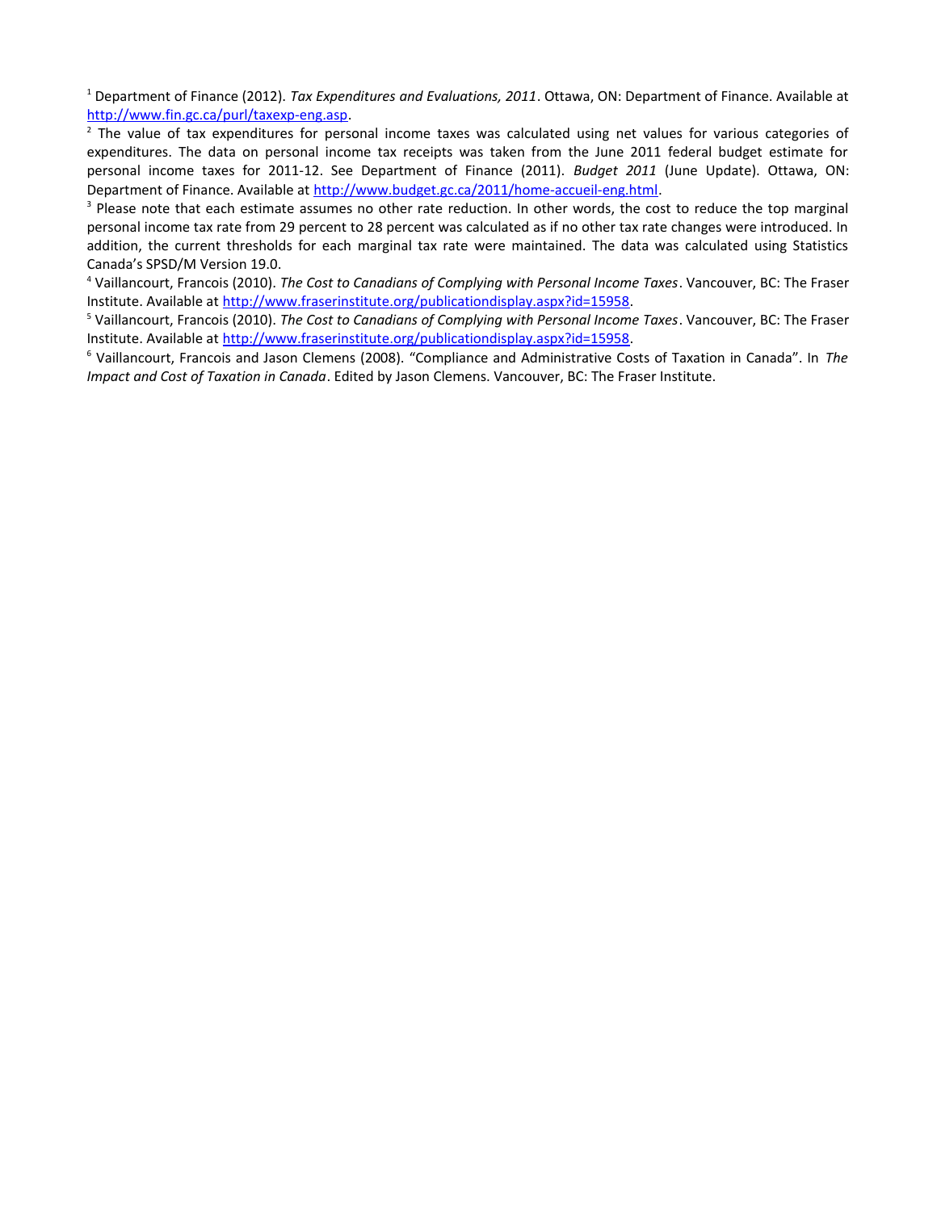[1] Department of Finance (2012). *Tax Expenditures and Evaluations, 2011*. Ottawa, ON: Department of Finance. Available at http://www.fin.gc.ca/purl/taxexp-eng.asp.

[2] The value of tax expenditures for personal income taxes was calculated using net values for various categories of expenditures. The data on personal income tax receipts was taken from the June 2011 federal budget estimate for personal income taxes for 2011-12. See Department of Finance (2011). *Budget 2011* (June Update). Ottawa, ON: Department of Finance. Available at http://www.budget.gc.ca/2011/home-accueil-eng.html.

[3] Please note that each estimate assumes no other rate reduction. In other words, the cost to reduce the top marginal personal income tax rate from 29 percent to 28 percent was calculated as if no other tax rate changes were introduced. In addition, the current thresholds for each marginal tax rate were maintained. The data was calculated using Statistics Canada's SPSD/M Version 19.0.

[4] Vaillancourt, Francois (2010). *The Cost to Canadians of Complying with Personal Income Taxes*. Vancouver, BC: The Fraser Institute. Available at http://www.fraserinstitute.org/publicationdisplay.aspx?id=15958.

[5] Vaillancourt, Francois (2010). *The Cost to Canadians of Complying with Personal Income Taxes*. Vancouver, BC: The Fraser Institute. Available at http://www.fraserinstitute.org/publicationdisplay.aspx?id=15958.

[6] Vaillancourt, Francois and Jason Clemens (2008). "Compliance and Administrative Costs of Taxation in Canada". In *The Impact and Cost of Taxation in Canada*. Edited by Jason Clemens. Vancouver, BC: The Fraser Institute.